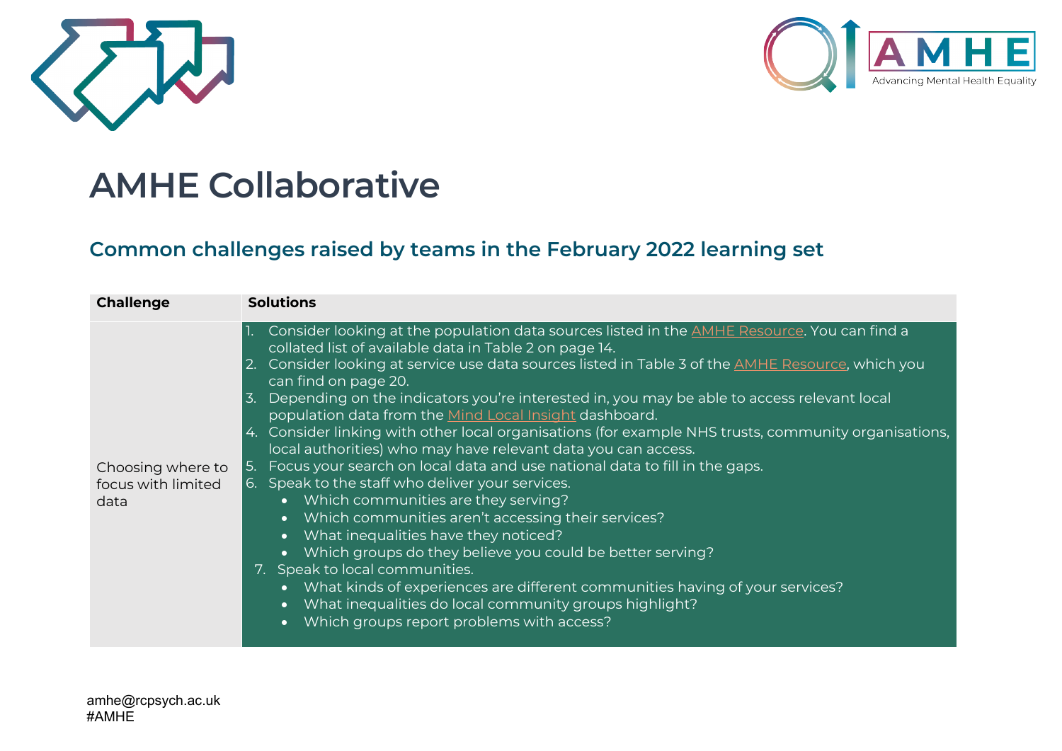# AMHE Collaborative

## Common challenges raised by teams in the February 2022 learning set

| Challenge | Solutions |
| --- | --- |
| Choosing where to focus with limited data | 1. Consider looking at the population data sources listed in the AMHE Resource. You can find a collated list of available data in Table 2 on page 14.<br>2. Consider looking at service use data sources listed in Table 3 of the AMHE Resource, which you can find on page 20.<br>3. Depending on the indicators you're interested in, you may be able to access relevant local population data from the Mind Local Insight dashboard.<br>4. Consider linking with other local organisations (for example NHS trusts, community organisations, local authorities) who may have relevant data you can access.<br>5. Focus your search on local data and use national data to fill in the gaps.<br>6. Speak to the staff who deliver your services.<br>• Which communities are they serving?<br>• Which communities aren't accessing their services?<br>• What inequalities have they noticed?<br>• Which groups do they believe you could be better serving?<br>7. Speak to local communities.<br>• What kinds of experiences are different communities having of your services?<br>• What inequalities do local community groups highlight?<br>• Which groups report problems with access? |

amhe@rcpsych.ac.uk
#AMHE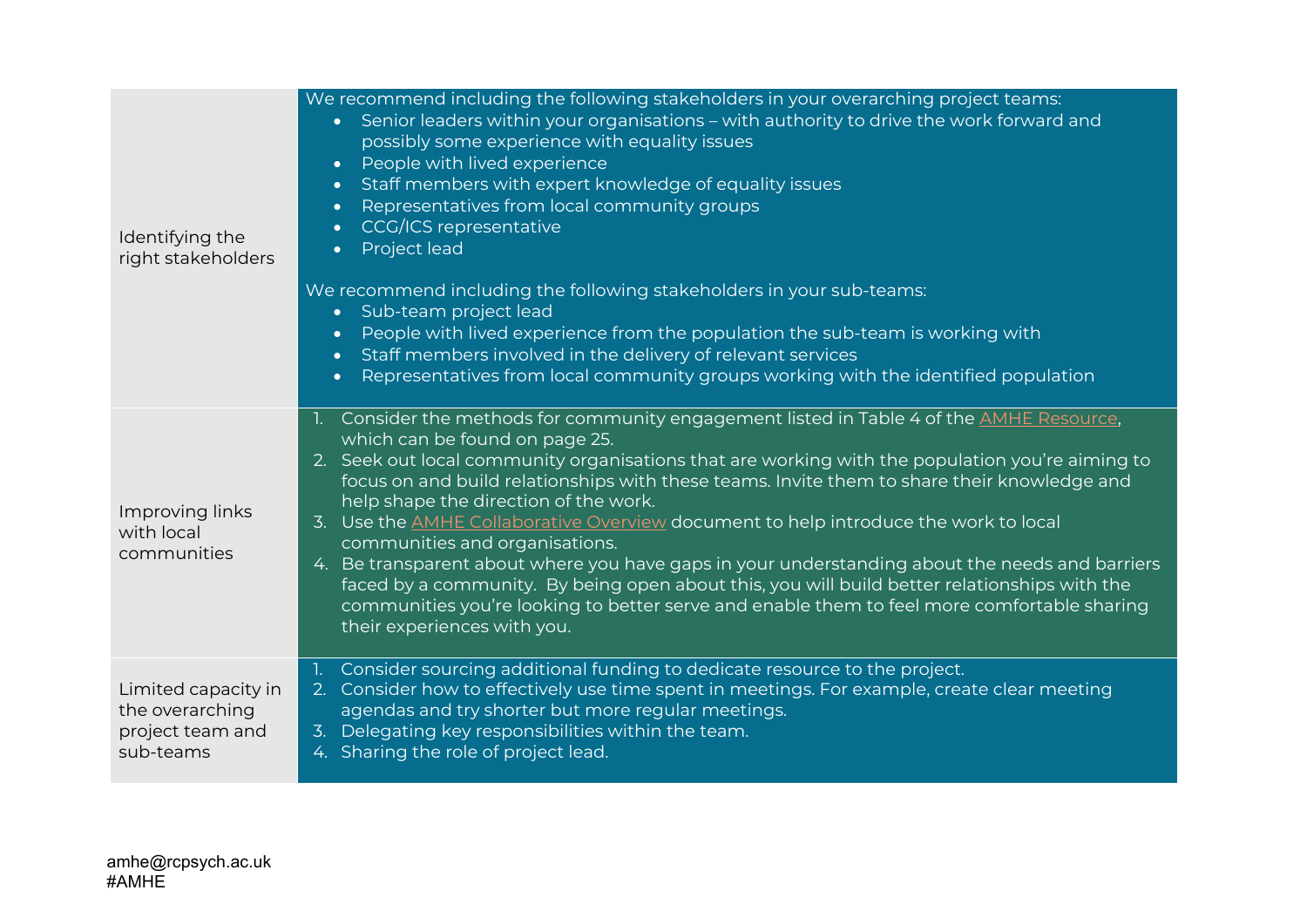| | |
|---|---|
| Identifying the right stakeholders | We recommend including the following stakeholders in your overarching project teams:<br>• Senior leaders within your organisations – with authority to drive the work forward and possibly some experience with equality issues<br>• People with lived experience<br>• Staff members with expert knowledge of equality issues<br>• Representatives from local community groups<br>• CCG/ICS representative<br>• Project lead<br><br>We recommend including the following stakeholders in your sub-teams:<br>• Sub-team project lead<br>• People with lived experience from the population the sub-team is working with<br>• Staff members involved in the delivery of relevant services<br>• Representatives from local community groups working with the identified population |
| Improving links with local communities | 1. Consider the methods for community engagement listed in Table 4 of the AMHE Resource, which can be found on page 25.<br>2. Seek out local community organisations that are working with the population you're aiming to focus on and build relationships with these teams. Invite them to share their knowledge and help shape the direction of the work.<br>3. Use the AMHE Collaborative Overview document to help introduce the work to local communities and organisations.<br>4. Be transparent about where you have gaps in your understanding about the needs and barriers faced by a community. By being open about this, you will build better relationships with the communities you're looking to better serve and enable them to feel more comfortable sharing their experiences with you. |
| Limited capacity in the overarching project team and sub-teams | 1. Consider sourcing additional funding to dedicate resource to the project.<br>2. Consider how to effectively use time spent in meetings. For example, create clear meeting agendas and try shorter but more regular meetings.<br>3. Delegating key responsibilities within the team.<br>4. Sharing the role of project lead. |

amhe@rcpsych.ac.uk
#AMHE